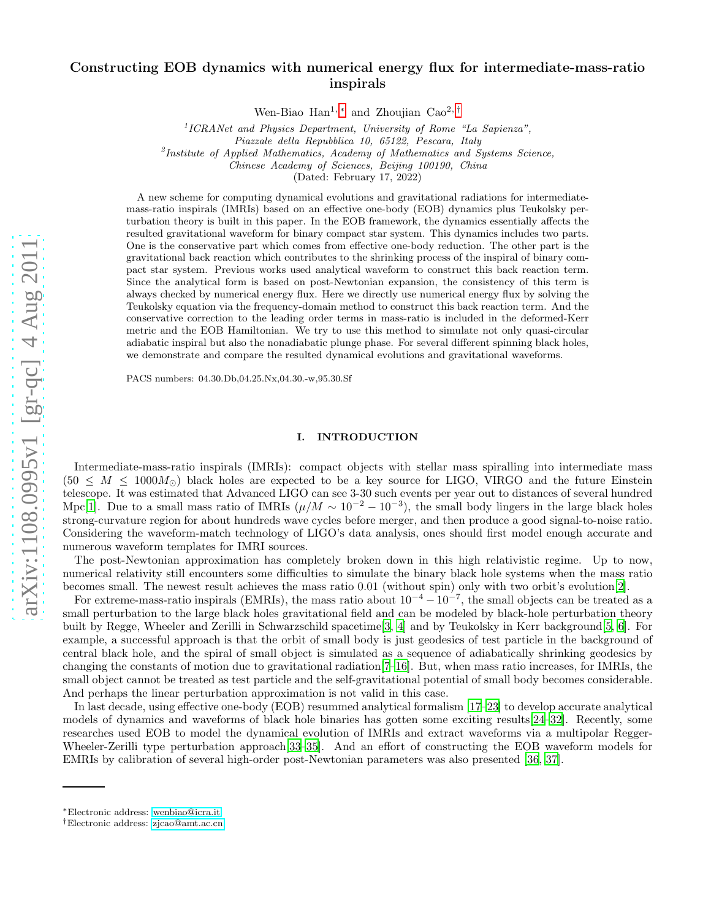# Constructing EOB dynamics with numerical energy flux for intermediate-mass-ratio inspirals

Wen-Biao Han[1,*] and Zhoujian Cao[2,†]

[1] *ICRANet and Physics Department, University of Rome "La Sapienza", Piazzale della Repubblica 10, 65122, Pescara, Italy*

[2] *Institute of Applied Mathematics, Academy of Mathematics and Systems Science, Chinese Academy of Sciences, Beijing 100190, China*

(Dated: February 17, 2022)

A new scheme for computing dynamical evolutions and gravitational radiations for intermediate-mass-ratio inspirals (IMRIs) based on an effective one-body (EOB) dynamics plus Teukolsky perturbation theory is built in this paper. In the EOB framework, the dynamics essentially affects the resulted gravitational waveform for binary compact star system. This dynamics includes two parts. One is the conservative part which comes from effective one-body reduction. The other part is the gravitational back reaction which contributes to the shrinking process of the inspiral of binary compact star system. Previous works used analytical waveform to construct this back reaction term. Since the analytical form is based on post-Newtonian expansion, the consistency of this term is always checked by numerical energy flux. Here we directly use numerical energy flux by solving the Teukolsky equation via the frequency-domain method to construct this back reaction term. And the conservative correction to the leading order terms in mass-ratio is included in the deformed-Kerr metric and the EOB Hamiltonian. We try to use this method to simulate not only quasi-circular adiabatic inspiral but also the nonadiabatic plunge phase. For several different spinning black holes, we demonstrate and compare the resulted dynamical evolutions and gravitational waveforms.

PACS numbers: 04.30.Db,04.25.Nx,04.30.-w,95.30.Sf

## I. INTRODUCTION

Intermediate-mass-ratio inspirals (IMRIs): compact objects with stellar mass spiralling into intermediate mass ($50 \leq M \leq 1000 M_{\odot}$) black holes are expected to be a key source for LIGO, VIRGO and the future Einstein telescope. It was estimated that Advanced LIGO can see 3-30 such events per year out to distances of several hundred Mpc[1]. Due to a small mass ratio of IMRIs ($\mu/M \sim 10^{-2} - 10^{-3}$), the small body lingers in the large black holes strong-curvature region for about hundreds wave cycles before merger, and then produce a good signal-to-noise ratio. Considering the waveform-match technology of LIGO's data analysis, ones should first model enough accurate and numerous waveform templates for IMRI sources.

The post-Newtonian approximation has completely broken down in this high relativistic regime. Up to now, numerical relativity still encounters some difficulties to simulate the binary black hole systems when the mass ratio becomes small. The newest result achieves the mass ratio 0.01 (without spin) only with two orbit's evolution[2].

For extreme-mass-ratio inspirals (EMRIs), the mass ratio about $10^{-4} - 10^{-7}$, the small objects can be treated as a small perturbation to the large black holes gravitational field and can be modeled by black-hole perturbation theory built by Regge, Wheeler and Zerilli in Schwarzschild spacetime[3, 4] and by Teukolsky in Kerr background[5, 6]. For example, a successful approach is that the orbit of small body is just geodesics of test particle in the background of central black hole, and the spiral of small object is simulated as a sequence of adiabatically shrinking geodesics by changing the constants of motion due to gravitational radiation[7–16]. But, when mass ratio increases, for IMRIs, the small object cannot be treated as test particle and the self-gravitational potential of small body becomes considerable. And perhaps the linear perturbation approximation is not valid in this case.

In last decade, using effective one-body (EOB) resummed analytical formalism [17–23] to develop accurate analytical models of dynamics and waveforms of black hole binaries has gotten some exciting results[24–32]. Recently, some researches used EOB to model the dynamical evolution of IMRIs and extract waveforms via a multipolar Regger-Wheeler-Zerilli type perturbation approach[33–35]. And an effort of constructing the EOB waveform models for EMRIs by calibration of several high-order post-Newtonian parameters was also presented [36, 37].

---

*Electronic address: wenbiao@icra.it

†Electronic address: zjcao@amt.ac.cn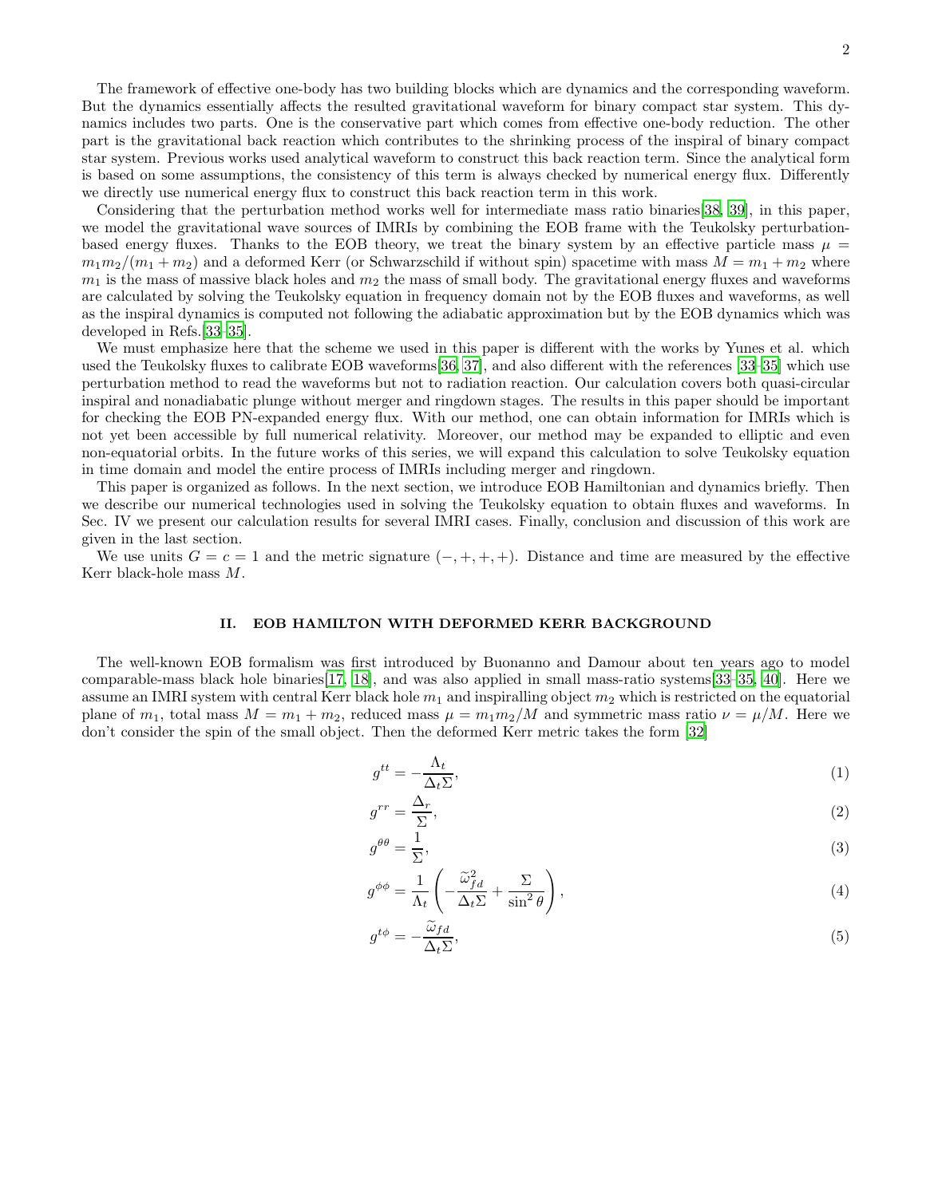The framework of effective one-body has two building blocks which are dynamics and the corresponding waveform. But the dynamics essentially affects the resulted gravitational waveform for binary compact star system. This dynamics includes two parts. One is the conservative part which comes from effective one-body reduction. The other part is the gravitational back reaction which contributes to the shrinking process of the inspiral of binary compact star system. Previous works used analytical waveform to construct this back reaction term. Since the analytical form is based on some assumptions, the consistency of this term is always checked by numerical energy flux. Differently we directly use numerical energy flux to construct this back reaction term in this work.

Considering that the perturbation method works well for intermediate mass ratio binaries[38, 39], in this paper, we model the gravitational wave sources of IMRIs by combining the EOB frame with the Teukolsky perturbation-based energy fluxes. Thanks to the EOB theory, we treat the binary system by an effective particle mass $\mu = m_1 m_2/(m_1+m_2)$ and a deformed Kerr (or Schwarzschild if without spin) spacetime with mass $M = m_1 + m_2$ where $m_1$ is the mass of massive black holes and $m_2$ the mass of small body. The gravitational energy fluxes and waveforms are calculated by solving the Teukolsky equation in frequency domain not by the EOB fluxes and waveforms, as well as the inspiral dynamics is computed not following the adiabatic approximation but by the EOB dynamics which was developed in Refs.[33–35].

We must emphasize here that the scheme we used in this paper is different with the works by Yunes et al. which used the Teukolsky fluxes to calibrate EOB waveforms[36, 37], and also different with the references [33–35] which use perturbation method to read the waveforms but not to radiation reaction. Our calculation covers both quasi-circular inspiral and nonadiabatic plunge without merger and ringdown stages. The results in this paper should be important for checking the EOB PN-expanded energy flux. With our method, one can obtain information for IMRIs which is not yet been accessible by full numerical relativity. Moreover, our method may be expanded to elliptic and even non-equatorial orbits. In the future works of this series, we will expand this calculation to solve Teukolsky equation in time domain and model the entire process of IMRIs including merger and ringdown.

This paper is organized as follows. In the next section, we introduce EOB Hamiltonian and dynamics briefly. Then we describe our numerical technologies used in solving the Teukolsky equation to obtain fluxes and waveforms. In Sec. IV we present our calculation results for several IMRI cases. Finally, conclusion and discussion of this work are given in the last section.

We use units $G = c = 1$ and the metric signature $(-,+,+,+)$. Distance and time are measured by the effective Kerr black-hole mass $M$.

## II. EOB HAMILTON WITH DEFORMED KERR BACKGROUND

The well-known EOB formalism was first introduced by Buonanno and Damour about ten years ago to model comparable-mass black hole binaries[17, 18], and was also applied in small mass-ratio systems[33–35, 40]. Here we assume an IMRI system with central Kerr black hole $m_1$ and inspiralling object $m_2$ which is restricted on the equatorial plane of $m_1$, total mass $M = m_1 + m_2$, reduced mass $\mu = m_1 m_2/M$ and symmetric mass ratio $\nu = \mu/M$. Here we don't consider the spin of the small object. Then the deformed Kerr metric takes the form [32]

$$g^{tt} = -\frac{\Lambda_t}{\Delta_t \Sigma}, \tag{1}$$

$$g^{rr} = \frac{\Delta_r}{\Sigma}, \tag{2}$$

$$g^{\theta\theta} = \frac{1}{\Sigma}, \tag{3}$$

$$g^{\phi\phi} = \frac{1}{\Lambda_t}\left(-\frac{\widetilde{\omega}_{fd}^2}{\Delta_t \Sigma} + \frac{\Sigma}{\sin^2\theta}\right), \tag{4}$$

$$g^{t\phi} = -\frac{\widetilde{\omega}_{fd}}{\Delta_t \Sigma}, \tag{5}$$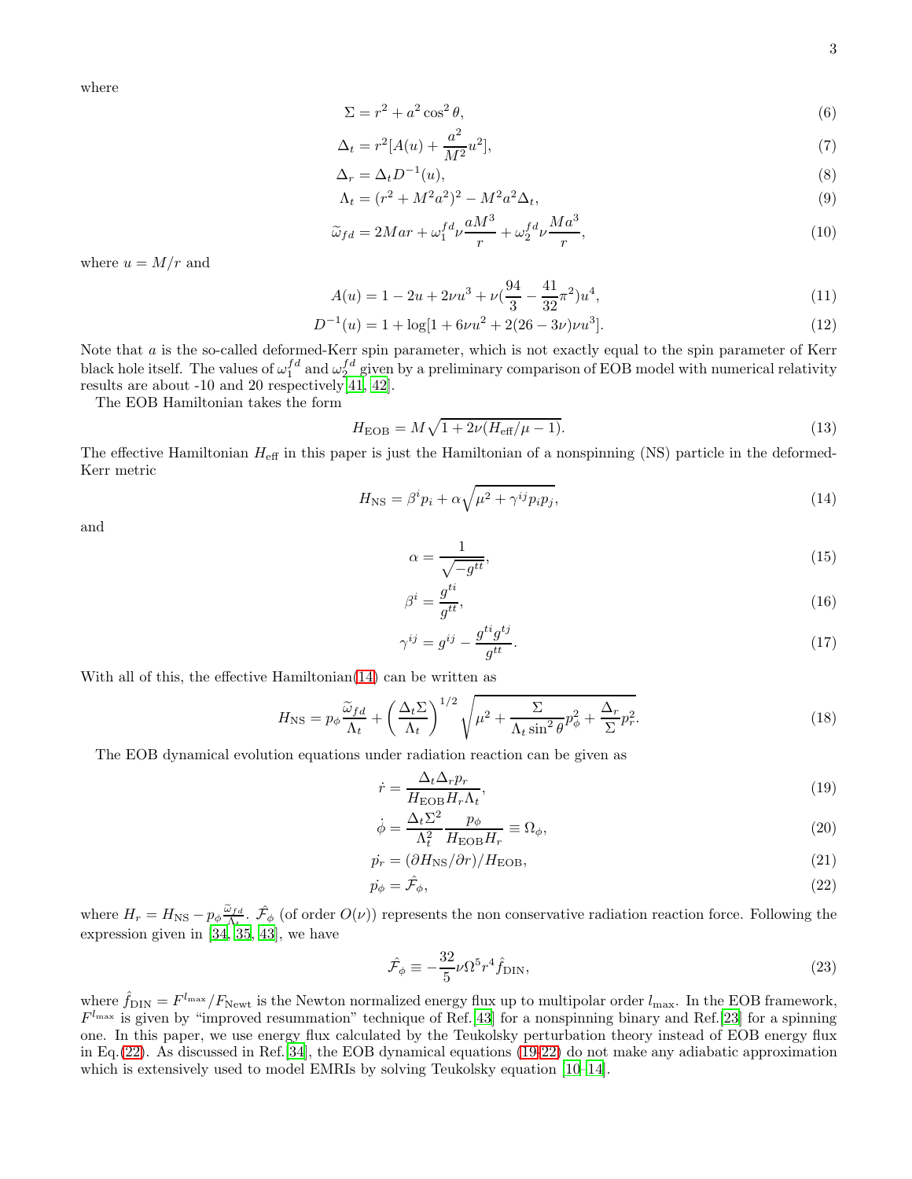where

$$\Sigma = r^2 + a^2 \cos^2 \theta, \tag{6}$$

$$\Delta_t = r^2[A(u) + \frac{a^2}{M^2}u^2], \tag{7}$$

$$\Delta_r = \Delta_t D^{-1}(u), \tag{8}$$

$$\Lambda_t = (r^2 + M^2a^2)^2 - M^2a^2\Delta_t, \tag{9}$$

$$\widetilde{\omega}_{fd} = 2Mar + \omega_1^{fd}\nu\frac{aM^3}{r} + \omega_2^{fd}\nu\frac{Ma^3}{r}, \tag{10}$$

where $u = M/r$ and

$$A(u) = 1 - 2u + 2\nu u^3 + \nu(\frac{94}{3} - \frac{41}{32}\pi^2)u^4, \tag{11}$$

$$D^{-1}(u) = 1 + \log[1 + 6\nu u^2 + 2(26 - 3\nu)\nu u^3]. \tag{12}$$

Note that $a$ is the so-called deformed-Kerr spin parameter, which is not exactly equal to the spin parameter of Kerr black hole itself. The values of $\omega_1^{fd}$ and $\omega_2^{fd}$ given by a preliminary comparison of EOB model with numerical relativity results are about -10 and 20 respectively[41, 42].

The EOB Hamiltonian takes the form

$$H_{\rm EOB} = M\sqrt{1 + 2\nu(H_{\rm eff}/\mu - 1)}. \tag{13}$$

The effective Hamiltonian $H_{\rm eff}$ in this paper is just the Hamiltonian of a nonspinning (NS) particle in the deformed-Kerr metric

$$H_{\rm NS} = \beta^i p_i + \alpha\sqrt{\mu^2 + \gamma^{ij}p_ip_j}, \tag{14}$$

and

$$\alpha = \frac{1}{\sqrt{-g^{tt}}}, \tag{15}$$

$$\beta^i = \frac{g^{ti}}{g^{tt}}, \tag{16}$$

$$\gamma^{ij} = g^{ij} - \frac{g^{ti}g^{tj}}{g^{tt}}. \tag{17}$$

With all of this, the effective Hamiltonian(14) can be written as

$$H_{\rm NS} = p_\phi\frac{\widetilde{\omega}_{fd}}{\Lambda_t} + \left(\frac{\Delta_t\Sigma}{\Lambda_t}\right)^{1/2}\sqrt{\mu^2 + \frac{\Sigma}{\Lambda_t\sin^2\theta}p_\phi^2 + \frac{\Delta_r}{\Sigma}p_r^2}. \tag{18}$$

The EOB dynamical evolution equations under radiation reaction can be given as

$$\dot{r} = \frac{\Delta_t\Delta_r p_r}{H_{\rm EOB}H_r\Lambda_t}, \tag{19}$$

$$\dot{\phi} = \frac{\Delta_t\Sigma^2}{\Lambda_t^2}\frac{p_\phi}{H_{\rm EOB}H_r} \equiv \Omega_\phi, \tag{20}$$

$$\dot{p_r} = (\partial H_{\rm NS}/\partial r)/H_{\rm EOB}, \tag{21}$$

$$\dot{p_\phi} = \hat{\mathcal{F}}_\phi, \tag{22}$$

where $H_r = H_{\rm NS} - p_\phi\frac{\widetilde{\omega}_{fd}}{\Lambda_t}$. $\hat{\mathcal{F}}_\phi$ (of order $O(\nu)$) represents the non conservative radiation reaction force. Following the expression given in [34, 35, 43], we have

$$\hat{\mathcal{F}}_\phi \equiv -\frac{32}{5}\nu\Omega^5r^4\hat{f}_{\rm DIN}, \tag{23}$$

where $\hat{f}_{\rm DIN} = F^{l_{\rm max}}/F_{\rm Newt}$ is the Newton normalized energy flux up to multipolar order $l_{\rm max}$. In the EOB framework, $F^{l_{\rm max}}$ is given by "improved resummation" technique of Ref.[43] for a nonspinning binary and Ref.[23] for a spinning one. In this paper, we use energy flux calculated by the Teukolsky perturbation theory instead of EOB energy flux in Eq.(22). As discussed in Ref.[34], the EOB dynamical equations (19-22) do not make any adiabatic approximation which is extensively used to model EMRIs by solving Teukolsky equation [10–14].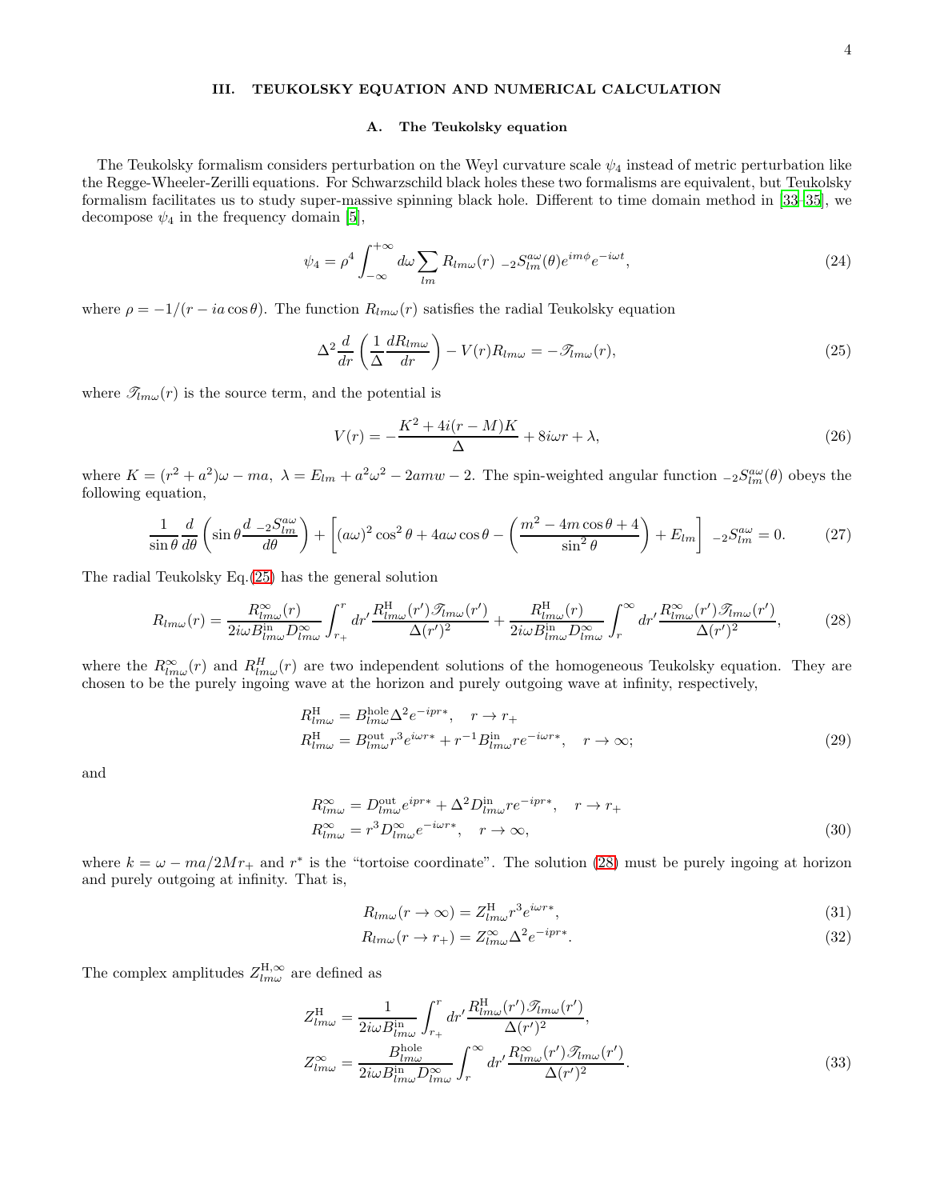## III. TEUKOLSKY EQUATION AND NUMERICAL CALCULATION

### A. The Teukolsky equation

The Teukolsky formalism considers perturbation on the Weyl curvature scale $\psi_4$ instead of metric perturbation like the Regge-Wheeler-Zerilli equations. For Schwarzschild black holes these two formalisms are equivalent, but Teukolsky formalism facilitates us to study super-massive spinning black hole. Different to time domain method in [33–35], we decompose $\psi_4$ in the frequency domain [5],

$$\psi_4 = \rho^4 \int_{-\infty}^{+\infty} d\omega \sum_{lm} R_{lm\omega}(r) \; {}_{-2}S^{a\omega}_{lm}(\theta) e^{im\phi} e^{-i\omega t}, \tag{24}$$

where $\rho = -1/(r - ia\cos\theta)$. The function $R_{lm\omega}(r)$ satisfies the radial Teukolsky equation

$$\Delta^2 \frac{d}{dr}\left(\frac{1}{\Delta}\frac{dR_{lm\omega}}{dr}\right) - V(r) R_{lm\omega} = -\mathscr{T}_{lm\omega}(r), \tag{25}$$

where $\mathscr{T}_{lm\omega}(r)$ is the source term, and the potential is

$$V(r) = -\frac{K^2 + 4i(r-M)K}{\Delta} + 8i\omega r + \lambda, \tag{26}$$

where $K = (r^2 + a^2)\omega - ma$, $\lambda = E_{lm} + a^2\omega^2 - 2amw - 2$. The spin-weighted angular function ${}_{-2}S^{a\omega}_{lm}(\theta)$ obeys the following equation,

$$\frac{1}{\sin\theta}\frac{d}{d\theta}\left(\sin\theta \frac{d \; {}_{-2}S^{a\omega}_{lm}}{d\theta}\right) + \left[(a\omega)^2\cos^2\theta + 4a\omega\cos\theta - \left(\frac{m^2 - 4m\cos\theta + 4}{\sin^2\theta}\right) + E_{lm}\right] \; {}_{-2}S^{a\omega}_{lm} = 0. \tag{27}$$

The radial Teukolsky Eq.(25) has the general solution

$$R_{lm\omega}(r) = \frac{R^{\infty}_{lm\omega}(r)}{2i\omega B^{\rm in}_{lm\omega} D^{\infty}_{lm\omega}} \int_{r_+}^{r} dr' \frac{R^{\rm H}_{lm\omega}(r')\mathscr{T}_{lm\omega}(r')}{\Delta(r')^2} + \frac{R^{\rm H}_{lm\omega}(r)}{2i\omega B^{\rm in}_{lm\omega} D^{\infty}_{lm\omega}} \int_{r}^{\infty} dr' \frac{R^{\infty}_{lm\omega}(r')\mathscr{T}_{lm\omega}(r')}{\Delta(r')^2}, \tag{28}$$

where the $R^{\infty}_{lm\omega}(r)$ and $R^{H}_{lm\omega}(r)$ are two independent solutions of the homogeneous Teukolsky equation. They are chosen to be the purely ingoing wave at the horizon and purely outgoing wave at infinity, respectively,

$$\begin{aligned} R^{\rm H}_{lm\omega} &= B^{\rm hole}_{lm\omega} \Delta^2 e^{-ipr*}, \quad r \to r_+ \\ R^{\rm H}_{lm\omega} &= B^{\rm out}_{lm\omega} r^3 e^{i\omega r*} + r^{-1} B^{\rm in}_{lm\omega} r e^{-i\omega r*}, \quad r \to \infty; \end{aligned} \tag{29}$$

and

$$\begin{aligned} R^{\infty}_{lm\omega} &= D^{\rm out}_{lm\omega} e^{ipr*} + \Delta^2 D^{\rm in}_{lm\omega} r e^{-ipr*}, \quad r \to r_+ \\ R^{\infty}_{lm\omega} &= r^3 D^{\infty}_{lm\omega} e^{-i\omega r*}, \quad r \to \infty, \end{aligned} \tag{30}$$

where $k = \omega - ma/2Mr_+$ and $r^*$ is the "tortoise coordinate". The solution (28) must be purely ingoing at horizon and purely outgoing at infinity. That is,

$$R_{lm\omega}(r \to \infty) = Z^{\rm H}_{lm\omega} r^3 e^{i\omega r*}, \tag{31}$$

$$R_{lm\omega}(r \to r_+) = Z^{\infty}_{lm\omega} \Delta^2 e^{-ipr*}. \tag{32}$$

The complex amplitudes $Z^{\rm H,\infty}_{lm\omega}$ are defined as

$$\begin{aligned} Z^{\rm H}_{lm\omega} &= \frac{1}{2i\omega B^{\rm in}_{lm\omega}} \int_{r_+}^{r} dr' \frac{R^{\rm H}_{lm\omega}(r')\mathscr{T}_{lm\omega}(r')}{\Delta(r')^2}, \\ Z^{\infty}_{lm\omega} &= \frac{B^{\rm hole}_{lm\omega}}{2i\omega B^{\rm in}_{lm\omega} D^{\infty}_{lm\omega}} \int_{r}^{\infty} dr' \frac{R^{\infty}_{lm\omega}(r')\mathscr{T}_{lm\omega}(r')}{\Delta(r')^2}. \end{aligned} \tag{33}$$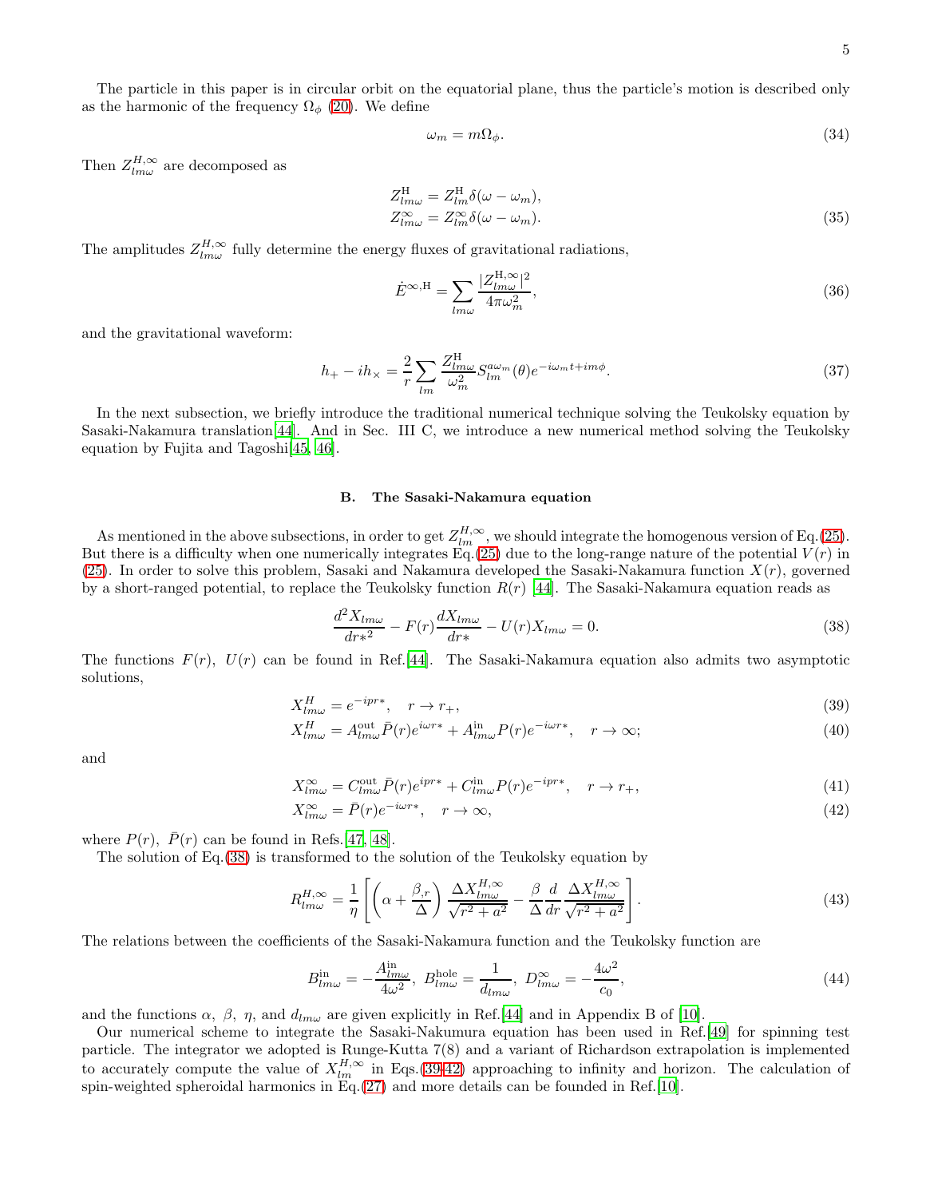The particle in this paper is in circular orbit on the equatorial plane, thus the particle's motion is described only as the harmonic of the frequency $\Omega_\phi$ (20). We define

$$\omega_m = m\Omega_\phi. \tag{34}$$

Then $Z^{H,\infty}_{lm\omega}$ are decomposed as

$$\begin{aligned} Z^{\rm H}_{lm\omega} &= Z^{\rm H}_{lm}\delta(\omega - \omega_m), \\ Z^{\infty}_{lm\omega} &= Z^{\infty}_{lm}\delta(\omega - \omega_m). \end{aligned} \tag{35}$$

The amplitudes $Z^{H,\infty}_{lm\omega}$ fully determine the energy fluxes of gravitational radiations,

$$\dot{E}^{\infty,{\rm H}} = \sum_{lm\omega} \frac{|Z^{\rm H,\infty}_{lm\omega}|^2}{4\pi\omega_m^2}, \tag{36}$$

and the gravitational waveform:

$$h_+ - ih_\times = \frac{2}{r}\sum_{lm} \frac{Z^{\rm H}_{lm\omega}}{\omega_m^2} S^{a\omega_m}_{lm}(\theta) e^{-i\omega_m t + im\phi}. \tag{37}$$

In the next subsection, we briefly introduce the traditional numerical technique solving the Teukolsky equation by Sasaki-Nakamura translation[44]. And in Sec. III C, we introduce a new numerical method solving the Teukolsky equation by Fujita and Tagoshi[45, 46].

### B. The Sasaki-Nakamura equation

As mentioned in the above subsections, in order to get $Z^{H,\infty}_{lm}$, we should integrate the homogenous version of Eq.(25). But there is a difficulty when one numerically integrates Eq.(25) due to the long-range nature of the potential $V(r)$ in (25). In order to solve this problem, Sasaki and Nakamura developed the Sasaki-Nakamura function $X(r)$, governed by a short-ranged potential, to replace the Teukolsky function $R(r)$ [44]. The Sasaki-Nakamura equation reads as

$$\frac{d^2 X_{lm\omega}}{dr*^2} - F(r)\frac{dX_{lm\omega}}{dr*} - U(r)X_{lm\omega} = 0. \tag{38}$$

The functions $F(r)$, $U(r)$ can be found in Ref.[44]. The Sasaki-Nakamura equation also admits two asymptotic solutions,

$$X^H_{lm\omega} = e^{-ipr*}, \quad r \to r_+, \tag{39}$$

$$X^H_{lm\omega} = A^{\rm out}_{lm\omega}\bar{P}(r)e^{i\omega r*} + A^{\rm in}_{lm\omega}P(r)e^{-i\omega r*}, \quad r \to \infty; \tag{40}$$

and

$$X^\infty_{lm\omega} = C^{\rm out}_{lm\omega}\bar{P}(r)e^{ipr*} + C^{\rm in}_{lm\omega}P(r)e^{-ipr*}, \quad r \to r_+, \tag{41}$$

$$X^\infty_{lm\omega} = \bar{P}(r)e^{-i\omega r*}, \quad r \to \infty, \tag{42}$$

where $P(r)$, $\bar{P}(r)$ can be found in Refs.[47, 48].

The solution of Eq.(38) is transformed to the solution of the Teukolsky equation by

$$R^{H,\infty}_{lm\omega} = \frac{1}{\eta}\left[\left(\alpha + \frac{\beta_{,r}}{\Delta}\right)\frac{\Delta X^{H,\infty}_{lm\omega}}{\sqrt{r^2+a^2}} - \frac{\beta}{\Delta}\frac{d}{dr}\frac{\Delta X^{H,\infty}_{lm\omega}}{\sqrt{r^2+a^2}}\right]. \tag{43}$$

The relations between the coefficients of the Sasaki-Nakamura function and the Teukolsky function are

$$B^{\rm in}_{lm\omega} = -\frac{A^{\rm in}_{lm\omega}}{4\omega^2},\ B^{\rm hole}_{lm\omega} = \frac{1}{d_{lm\omega}},\ D^\infty_{lm\omega} = -\frac{4\omega^2}{c_0}, \tag{44}$$

and the functions $\alpha$, $\beta$, $\eta$, and $d_{lm\omega}$ are given explicitly in Ref.[44] and in Appendix B of [10].

Our numerical scheme to integrate the Sasaki-Nakumura equation has been used in Ref.[49] for spinning test particle. The integrator we adopted is Runge-Kutta 7(8) and a variant of Richardson extrapolation is implemented to accurately compute the value of $X^{H,\infty}_{lm}$ in Eqs.(39-42) approaching to infinity and horizon. The calculation of spin-weighted spheroidal harmonics in Eq.(27) and more details can be founded in Ref.[10].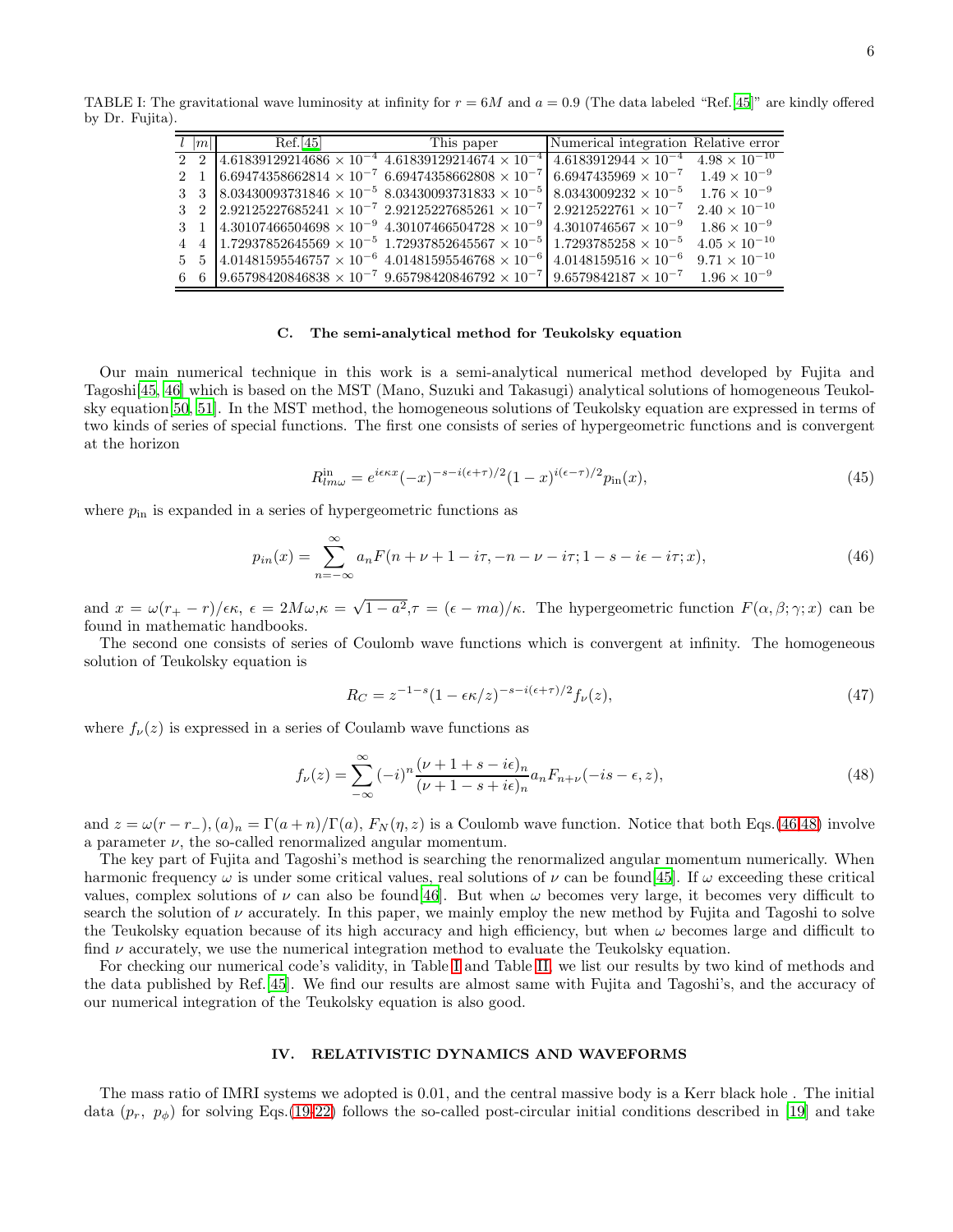TABLE I: The gravitational wave luminosity at infinity for $r = 6M$ and $a = 0.9$ (The data labeled "Ref.[45]" are kindly offered by Dr. Fujita).

| $l$ | $\|m\|$ | Ref.[45] | This paper | Numerical integration | Relative error |
|---|---|---|---|---|---|
| 2 | 2 | $4.61839129214686 \times 10^{-4}$ | $4.61839129214674 \times 10^{-4}$ | $4.6183912944 \times 10^{-4}$ | $4.98 \times 10^{-10}$ |
| 2 | 1 | $6.69474358662814 \times 10^{-7}$ | $6.69474358662808 \times 10^{-7}$ | $6.6947435969 \times 10^{-7}$ | $1.49 \times 10^{-9}$ |
| 3 | 3 | $8.03430093731846 \times 10^{-5}$ | $8.03430093731833 \times 10^{-5}$ | $8.0343009232 \times 10^{-5}$ | $1.76 \times 10^{-9}$ |
| 3 | 2 | $2.92125227685241 \times 10^{-7}$ | $2.92125227685261 \times 10^{-7}$ | $2.9212522761 \times 10^{-7}$ | $2.40 \times 10^{-10}$ |
| 3 | 1 | $4.30107466504698 \times 10^{-9}$ | $4.30107466504728 \times 10^{-9}$ | $4.3010746567 \times 10^{-9}$ | $1.86 \times 10^{-9}$ |
| 4 | 4 | $1.72937852645569 \times 10^{-5}$ | $1.72937852645567 \times 10^{-5}$ | $1.7293785258 \times 10^{-5}$ | $4.05 \times 10^{-10}$ |
| 5 | 5 | $4.01481595546757 \times 10^{-6}$ | $4.01481595546768 \times 10^{-6}$ | $4.0148159516 \times 10^{-6}$ | $9.71 \times 10^{-10}$ |
| 6 | 6 | $9.65798420846838 \times 10^{-7}$ | $9.65798420846792 \times 10^{-7}$ | $9.6579842187 \times 10^{-7}$ | $1.96 \times 10^{-9}$ |

### C. The semi-analytical method for Teukolsky equation

Our main numerical technique in this work is a semi-analytical numerical method developed by Fujita and Tagoshi[45, 46] which is based on the MST (Mano, Suzuki and Takasugi) analytical solutions of homogeneous Teukolsky equation[50, 51]. In the MST method, the homogeneous solutions of Teukolsky equation are expressed in terms of two kinds of series of special functions. The first one consists of series of hypergeometric functions and is convergent at the horizon

$$R^{\rm in}_{lm\omega} = e^{i\epsilon\kappa x}(-x)^{-s-i(\epsilon+\tau)/2}(1-x)^{i(\epsilon-\tau)/2}p_{\rm in}(x), \tag{45}$$

where $p_{\rm in}$ is expanded in a series of hypergeometric functions as

$$p_{in}(x) = \sum_{n=-\infty}^{\infty} a_n F(n+\nu+1-i\tau, -n-\nu-i\tau; 1-s-i\epsilon-i\tau; x), \tag{46}$$

and $x = \omega(r_+ - r)/\epsilon\kappa$, $\epsilon = 2M\omega$, $\kappa = \sqrt{1-a^2}$, $\tau = (\epsilon - ma)/\kappa$. The hypergeometric function $F(\alpha, \beta; \gamma; x)$ can be found in mathematic handbooks.

The second one consists of series of Coulomb wave functions which is convergent at infinity. The homogeneous solution of Teukolsky equation is

$$R_C = z^{-1-s}(1-\epsilon\kappa/z)^{-s-i(\epsilon+\tau)/2}f_\nu(z), \tag{47}$$

where $f_\nu(z)$ is expressed in a series of Coulamb wave functions as

$$f_\nu(z) = \sum_{-\infty}^{\infty}(-i)^n \frac{(\nu+1+s-i\epsilon)_n}{(\nu+1-s+i\epsilon)_n} a_n F_{n+\nu}(-is-\epsilon, z), \tag{48}$$

and $z = \omega(r - r_-)$, $(a)_n = \Gamma(a+n)/\Gamma(a)$, $F_N(\eta, z)$ is a Coulomb wave function. Notice that both Eqs.(46,48) involve a parameter $\nu$, the so-called renormalized angular momentum.

The key part of Fujita and Tagoshi's method is searching the renormalized angular momentum numerically. When harmonic frequency $\omega$ is under some critical values, real solutions of $\nu$ can be found[45]. If $\omega$ exceeding these critical values, complex solutions of $\nu$ can also be found[46]. But when $\omega$ becomes very large, it becomes very difficult to search the solution of $\nu$ accurately. In this paper, we mainly employ the new method by Fujita and Tagoshi to solve the Teukolsky equation because of its high accuracy and high efficiency, but when $\omega$ becomes large and difficult to find $\nu$ accurately, we use the numerical integration method to evaluate the Teukolsky equation.

For checking our numerical code's validity, in Table I and Table II, we list our results by two kind of methods and the data published by Ref.[45]. We find our results are almost same with Fujita and Tagoshi's, and the accuracy of our numerical integration of the Teukolsky equation is also good.

## IV. RELATIVISTIC DYNAMICS AND WAVEFORMS

The mass ratio of IMRI systems we adopted is 0.01, and the central massive body is a Kerr black hole . The initial data ($p_r$, $p_\phi$) for solving Eqs.(19-22) follows the so-called post-circular initial conditions described in [19] and take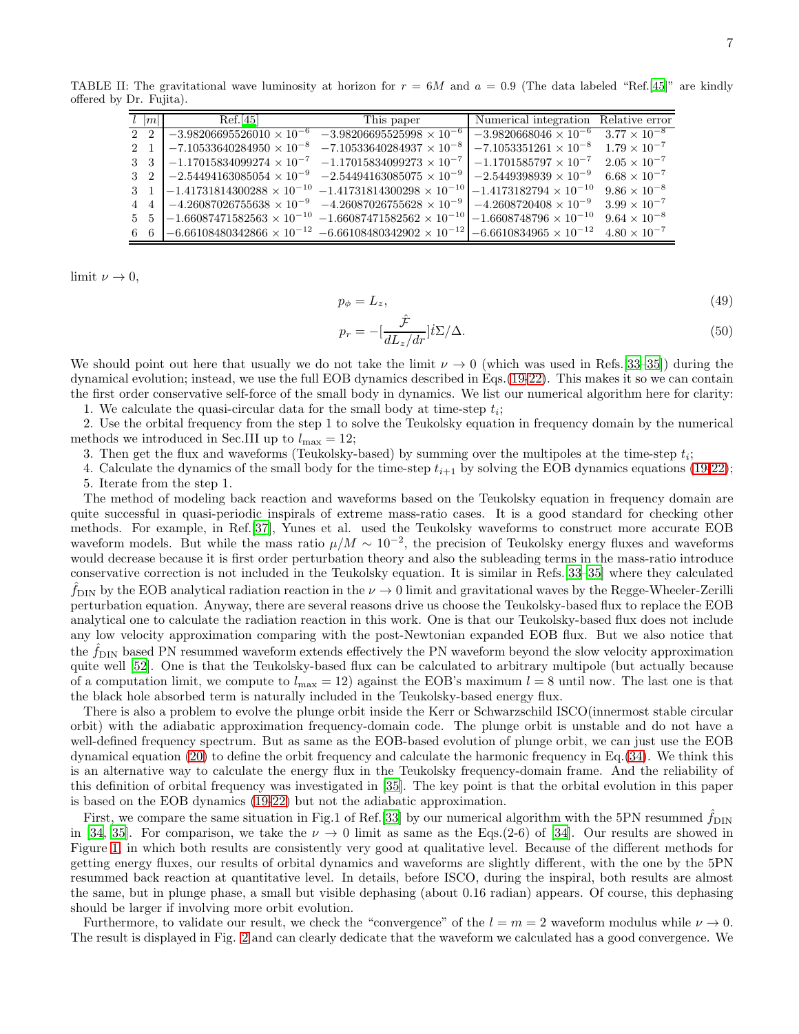TABLE II: The gravitational wave luminosity at horizon for $r = 6M$ and $a = 0.9$ (The data labeled "Ref.[45]" are kindly offered by Dr. Fujita).

| $l$ | $\|m\|$ | Ref.[45] | This paper | Numerical integration | Relative error |
|---|---|---|---|---|---|
| 2 | 2 | $-3.98206695526010 \times 10^{-6}$ | $-3.98206695525998 \times 10^{-6}$ | $-3.9820668046 \times 10^{-6}$ | $3.77 \times 10^{-8}$ |
| 2 | 1 | $-7.10533640284950 \times 10^{-8}$ | $-7.10533640284937 \times 10^{-8}$ | $-7.1053351261 \times 10^{-8}$ | $1.79 \times 10^{-7}$ |
| 3 | 3 | $-1.17015834099274 \times 10^{-7}$ | $-1.17015834099273 \times 10^{-7}$ | $-1.1701585797 \times 10^{-7}$ | $2.05 \times 10^{-7}$ |
| 3 | 2 | $-2.54494163085054 \times 10^{-9}$ | $-2.54494163085075 \times 10^{-9}$ | $-2.5449398939 \times 10^{-9}$ | $6.68 \times 10^{-7}$ |
| 3 | 1 | $-1.41731814300288 \times 10^{-10}$ | $-1.41731814300298 \times 10^{-10}$ | $-1.4173182794 \times 10^{-10}$ | $9.86 \times 10^{-8}$ |
| 4 | 4 | $-4.26087026755638 \times 10^{-9}$ | $-4.26087026755628 \times 10^{-9}$ | $-4.2608720408 \times 10^{-9}$ | $3.99 \times 10^{-7}$ |
| 5 | 5 | $-1.66087471582563 \times 10^{-10}$ | $-1.66087471582562 \times 10^{-10}$ | $-1.6608748796 \times 10^{-10}$ | $9.64 \times 10^{-8}$ |
| 6 | 6 | $-6.66108480342866 \times 10^{-12}$ | $-6.66108480342902 \times 10^{-12}$ | $-6.6610834965 \times 10^{-12}$ | $4.80 \times 10^{-7}$ |

limit $\nu \to 0$,

$$p_\phi = L_z, \tag{49}$$

$$p_r = -[\frac{\hat{\mathcal{F}}}{dL_z/dr}]\dot{t}\Sigma/\Delta. \tag{50}$$

We should point out here that usually we do not take the limit $\nu \to 0$ (which was used in Refs.[33–35]) during the dynamical evolution; instead, we use the full EOB dynamics described in Eqs.(19-22). This makes it so we can contain the first order conservative self-force of the small body in dynamics. We list our numerical algorithm here for clarity:

1. We calculate the quasi-circular data for the small body at time-step $t_i$;

2. Use the orbital frequency from the step 1 to solve the Teukolsky equation in frequency domain by the numerical methods we introduced in Sec.III up to $l_{\max} = 12$;

3. Then get the flux and waveforms (Teukolsky-based) by summing over the multipoles at the time-step $t_i$;

4. Calculate the dynamics of the small body for the time-step $t_{i+1}$ by solving the EOB dynamics equations (19-22);

5. Iterate from the step 1.

The method of modeling back reaction and waveforms based on the Teukolsky equation in frequency domain are quite successful in quasi-periodic inspirals of extreme mass-ratio cases. It is a good standard for checking other methods. For example, in Ref.[37], Yunes et al. used the Teukolsky waveforms to construct more accurate EOB waveform models. But while the mass ratio $\mu/M \sim 10^{-2}$, the precision of Teukolsky energy fluxes and waveforms would decrease because it is first order perturbation theory and also the subleading terms in the mass-ratio introduce conservative correction is not included in the Teukolsky equation. It is similar in Refs.[33–35] where they calculated $\hat{f}_{\rm DIN}$ by the EOB analytical radiation reaction in the $\nu \to 0$ limit and gravitational waves by the Regge-Wheeler-Zerilli perturbation equation. Anyway, there are several reasons drive us choose the Teukolsky-based flux to replace the EOB analytical one to calculate the radiation reaction in this work. One is that our Teukolsky-based flux does not include any low velocity approximation comparing with the post-Newtonian expanded EOB flux. But we also notice that the $\hat{f}_{\rm DIN}$ based PN resummed waveform extends effectively the PN waveform beyond the slow velocity approximation quite well [52]. One is that the Teukolsky-based flux can be calculated to arbitrary multipole (but actually because of a computation limit, we compute to $l_{\max} = 12$) against the EOB's maximum $l = 8$ until now. The last one is that the black hole absorbed term is naturally included in the Teukolsky-based energy flux.

There is also a problem to evolve the plunge orbit inside the Kerr or Schwarzschild ISCO(innermost stable circular orbit) with the adiabatic approximation frequency-domain code. The plunge orbit is unstable and do not have a well-defined frequency spectrum. But as same as the EOB-based evolution of plunge orbit, we can just use the EOB dynamical equation (20) to define the orbit frequency and calculate the harmonic frequency in Eq.(34). We think this is an alternative way to calculate the energy flux in the Teukolsky frequency-domain frame. And the reliability of this definition of orbital frequency was investigated in [35]. The key point is that the orbital evolution in this paper is based on the EOB dynamics (19-22) but not the adiabatic approximation.

First, we compare the same situation in Fig.1 of Ref.[33] by our numerical algorithm with the 5PN resummed $\hat{f}_{\rm DIN}$ in [34, 35]. For comparison, we take the $\nu \to 0$ limit as same as the Eqs.(2-6) of [34]. Our results are showed in Figure 1, in which both results are consistently very good at qualitative level. Because of the different methods for getting energy fluxes, our results of orbital dynamics and waveforms are slightly different, with the one by the 5PN resummed back reaction at quantitative level. In details, before ISCO, during the inspiral, both results are almost the same, but in plunge phase, a small but visible dephasing (about 0.16 radian) appears. Of course, this dephasing should be larger if involving more orbit evolution.

Furthermore, to validate our result, we check the "convergence" of the $l = m = 2$ waveform modulus while $\nu \to 0$. The result is displayed in Fig. 2 and can clearly dedicate that the waveform we calculated has a good convergence. We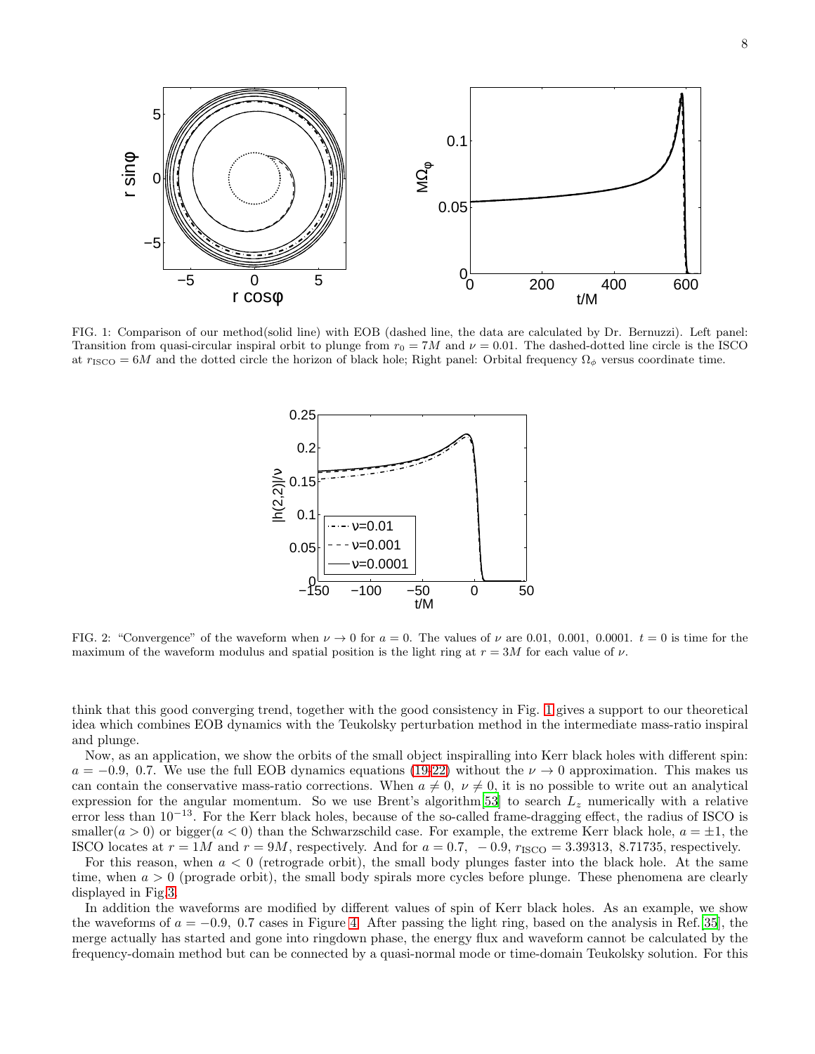FIG. 1: Comparison of our method(solid line) with EOB (dashed line, the data are calculated by Dr. Bernuzzi). Left panel: Transition from quasi-circular inspiral orbit to plunge from $r_0 = 7M$ and $\nu = 0.01$. The dashed-dotted line circle is the ISCO at $r_{\rm ISCO} = 6M$ and the dotted circle the horizon of black hole; Right panel: Orbital frequency $\Omega_\phi$ versus coordinate time.

FIG. 2: "Convergence" of the waveform when $\nu \to 0$ for $a = 0$. The values of $\nu$ are $0.01,\ 0.001,\ 0.0001$. $t = 0$ is time for the maximum of the waveform modulus and spatial position is the light ring at $r = 3M$ for each value of $\nu$.

think that this good converging trend, together with the good consistency in Fig. 1 gives a support to our theoretical idea which combines EOB dynamics with the Teukolsky perturbation method in the intermediate mass-ratio inspiral and plunge.

Now, as an application, we show the orbits of the small object inspiralling into Kerr black holes with different spin: $a = -0.9,\ 0.7$. We use the full EOB dynamics equations (19-22) without the $\nu \to 0$ approximation. This makes us can contain the conservative mass-ratio corrections. When $a \neq 0,\ \nu \neq 0$, it is no possible to write out an analytical expression for the angular momentum. So we use Brent's algorithm[53] to search $L_z$ numerically with a relative error less than $10^{-13}$. For the Kerr black holes, because of the so-called frame-dragging effect, the radius of ISCO is smaller($a > 0$) or bigger($a < 0$) than the Schwarzschild case. For example, the extreme Kerr black hole, $a = \pm 1$, the ISCO locates at $r = 1M$ and $r = 9M$, respectively. And for $a = 0.7,\ -0.9$, $r_{\rm ISCO} = 3.39313,\ 8.71735$, respectively.

For this reason, when $a < 0$ (retrograde orbit), the small body plunges faster into the black hole. At the same time, when $a > 0$ (prograde orbit), the small body spirals more cycles before plunge. These phenomena are clearly displayed in Fig.3.

In addition the waveforms are modified by different values of spin of Kerr black holes. As an example, we show the waveforms of $a = -0.9,\ 0.7$ cases in Figure 4. After passing the light ring, based on the analysis in Ref.[35], the merge actually has started and gone into ringdown phase, the energy flux and waveform cannot be calculated by the frequency-domain method but can be connected by a quasi-normal mode or time-domain Teukolsky solution. For this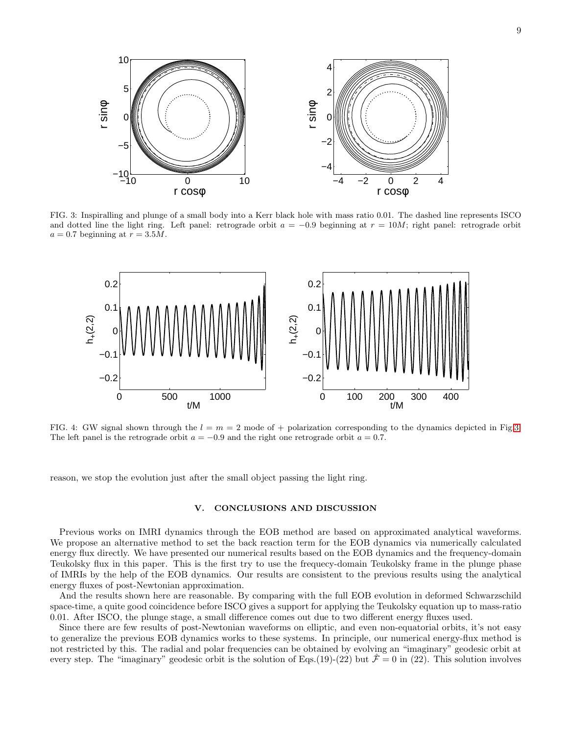FIG. 3: Inspiralling and plunge of a small body into a Kerr black hole with mass ratio 0.01. The dashed line represents ISCO and dotted line the light ring. Left panel: retrograde orbit $a = -0.9$ beginning at $r = 10M$; right panel: retrograde orbit $a = 0.7$ beginning at $r = 3.5M$.

FIG. 4: GW signal shown through the $l = m = 2$ mode of + polarization corresponding to the dynamics depicted in Fig.3. The left panel is the retrograde orbit $a = -0.9$ and the right one retrograde orbit $a = 0.7$.

reason, we stop the evolution just after the small object passing the light ring.

## V. CONCLUSIONS AND DISCUSSION

Previous works on IMRI dynamics through the EOB method are based on approximated analytical waveforms. We propose an alternative method to set the back reaction term for the EOB dynamics via numerically calculated energy flux directly. We have presented our numerical results based on the EOB dynamics and the frequency-domain Teukolsky flux in this paper. This is the first try to use the frequecy-domain Teukolsky frame in the plunge phase of IMRIs by the help of the EOB dynamics. Our results are consistent to the previous results using the analytical energy fluxes of post-Newtonian approximation.

And the results shown here are reasonable. By comparing with the full EOB evolution in deformed Schwarzschild space-time, a quite good coincidence before ISCO gives a support for applying the Teukolsky equation up to mass-ratio 0.01. After ISCO, the plunge stage, a small difference comes out due to two different energy fluxes used.

Since there are few results of post-Newtonian waveforms on elliptic, and even non-equatorial orbits, it's not easy to generalize the previous EOB dynamics works to these systems. In principle, our numerical energy-flux method is not restricted by this. The radial and polar frequencies can be obtained by evolving an "imaginary" geodesic orbit at every step. The "imaginary" geodesic orbit is the solution of Eqs.(19)-(22) but $\hat{\mathcal{F}} = 0$ in (22). This solution involves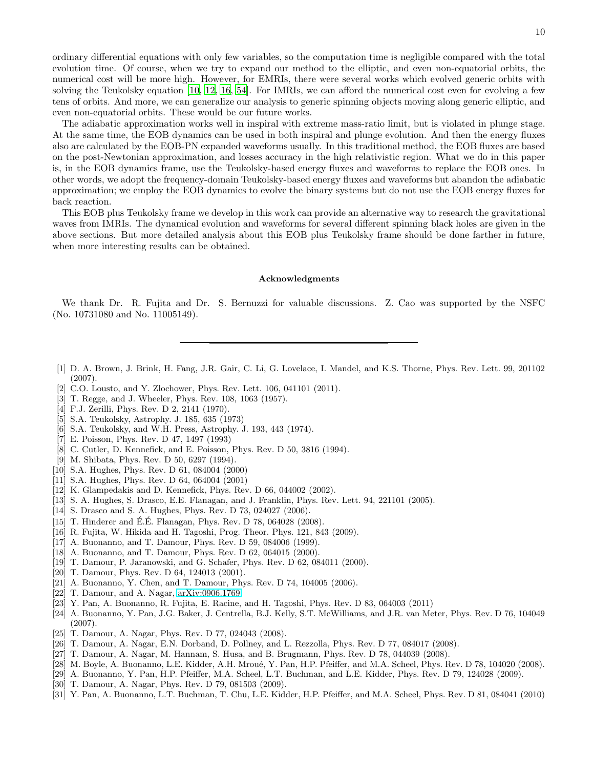ordinary differential equations with only few variables, so the computation time is negligible compared with the total evolution time. Of course, when we try to expand our method to the elliptic, and even non-equatorial orbits, the numerical cost will be more high. However, for EMRIs, there were several works which evolved generic orbits with solving the Teukolsky equation [10, 12, 16, 54]. For IMRIs, we can afford the numerical cost even for evolving a few tens of orbits. And more, we can generalize our analysis to generic spinning objects moving along generic elliptic, and even non-equatorial orbits. These would be our future works.

The adiabatic approximation works well in inspiral with extreme mass-ratio limit, but is violated in plunge stage. At the same time, the EOB dynamics can be used in both inspiral and plunge evolution. And then the energy fluxes also are calculated by the EOB-PN expanded waveforms usually. In this traditional method, the EOB fluxes are based on the post-Newtonian approximation, and losses accuracy in the high relativistic region. What we do in this paper is, in the EOB dynamics frame, use the Teukolsky-based energy fluxes and waveforms to replace the EOB ones. In other words, we adopt the frequency-domain Teukolsky-based energy fluxes and waveforms but abandon the adiabatic approximation; we employ the EOB dynamics to evolve the binary systems but do not use the EOB energy fluxes for back reaction.

This EOB plus Teukolsky frame we develop in this work can provide an alternative way to research the gravitational waves from IMRIs. The dynamical evolution and waveforms for several different spinning black holes are given in the above sections. But more detailed analysis about this EOB plus Teukolsky frame should be done farther in future, when more interesting results can be obtained.

## Acknowledgments

We thank Dr. R. Fujita and Dr. S. Bernuzzi for valuable discussions. Z. Cao was supported by the NSFC (No. 10731080 and No. 11005149).

---

[1] D. A. Brown, J. Brink, H. Fang, J.R. Gair, C. Li, G. Lovelace, I. Mandel, and K.S. Thorne, Phys. Rev. Lett. 99, 201102 (2007).
[2] C.O. Lousto, and Y. Zlochower, Phys. Rev. Lett. 106, 041101 (2011).
[3] T. Regge, and J. Wheeler, Phys. Rev. 108, 1063 (1957).
[4] F.J. Zerilli, Phys. Rev. D 2, 2141 (1970).
[5] S.A. Teukolsky, Astrophy. J. 185, 635 (1973)
[6] S.A. Teukolsky, and W.H. Press, Astrophy. J. 193, 443 (1974).
[7] E. Poisson, Phys. Rev. D 47, 1497 (1993)
[8] C. Cutler, D. Kennefick, and E. Poisson, Phys. Rev. D 50, 3816 (1994).
[9] M. Shibata, Phys. Rev. D 50, 6297 (1994).
[10] S.A. Hughes, Phys. Rev. D 61, 084004 (2000)
[11] S.A. Hughes, Phys. Rev. D 64, 064004 (2001)
[12] K. Glampedakis and D. Kennefick, Phys. Rev. D 66, 044002 (2002).
[13] S. A. Hughes, S. Drasco, E.E. Flanagan, and J. Franklin, Phys. Rev. Lett. 94, 221101 (2005).
[14] S. Drasco and S. A. Hughes, Phys. Rev. D 73, 024027 (2006).
[15] T. Hinderer and É.É. Flanagan, Phys. Rev. D 78, 064028 (2008).
[16] R. Fujita, W. Hikida and H. Tagoshi, Prog. Theor. Phys. 121, 843 (2009).
[17] A. Buonanno, and T. Damour, Phys. Rev. D 59, 084006 (1999).
[18] A. Buonanno, and T. Damour, Phys. Rev. D 62, 064015 (2000).
[19] T. Damour, P. Jaranowski, and G. Schafer, Phys. Rev. D 62, 084011 (2000).
[20] T. Damour, Phys. Rev. D 64, 124013 (2001).
[21] A. Buonanno, Y. Chen, and T. Damour, Phys. Rev. D 74, 104005 (2006).
[22] T. Damour, and A. Nagar, arXiv:0906.1769.
[23] Y. Pan, A. Buonanno, R. Fujita, E. Racine, and H. Tagoshi, Phys. Rev. D 83, 064003 (2011)
[24] A. Buonanno, Y. Pan, J.G. Baker, J. Centrella, B.J. Kelly, S.T. McWilliams, and J.R. van Meter, Phys. Rev. D 76, 104049 (2007).
[25] T. Damour, A. Nagar, Phys. Rev. D 77, 024043 (2008).
[26] T. Damour, A. Nagar, E.N. Dorband, D. Pollney, and L. Rezzolla, Phys. Rev. D 77, 084017 (2008).
[27] T. Damour, A. Nagar, M. Hannam, S. Husa, and B. Brugmann, Phys. Rev. D 78, 044039 (2008).
[28] M. Boyle, A. Buonanno, L.E. Kidder, A.H. Mroué, Y. Pan, H.P. Pfeiffer, and M.A. Scheel, Phys. Rev. D 78, 104020 (2008).
[29] A. Buonanno, Y. Pan, H.P. Pfeiffer, M.A. Scheel, L.T. Buchman, and L.E. Kidder, Phys. Rev. D 79, 124028 (2009).
[30] T. Damour, A. Nagar, Phys. Rev. D 79, 081503 (2009).
[31] Y. Pan, A. Buonanno, L.T. Buchman, T. Chu, L.E. Kidder, H.P. Pfeiffer, and M.A. Scheel, Phys. Rev. D 81, 084041 (2010)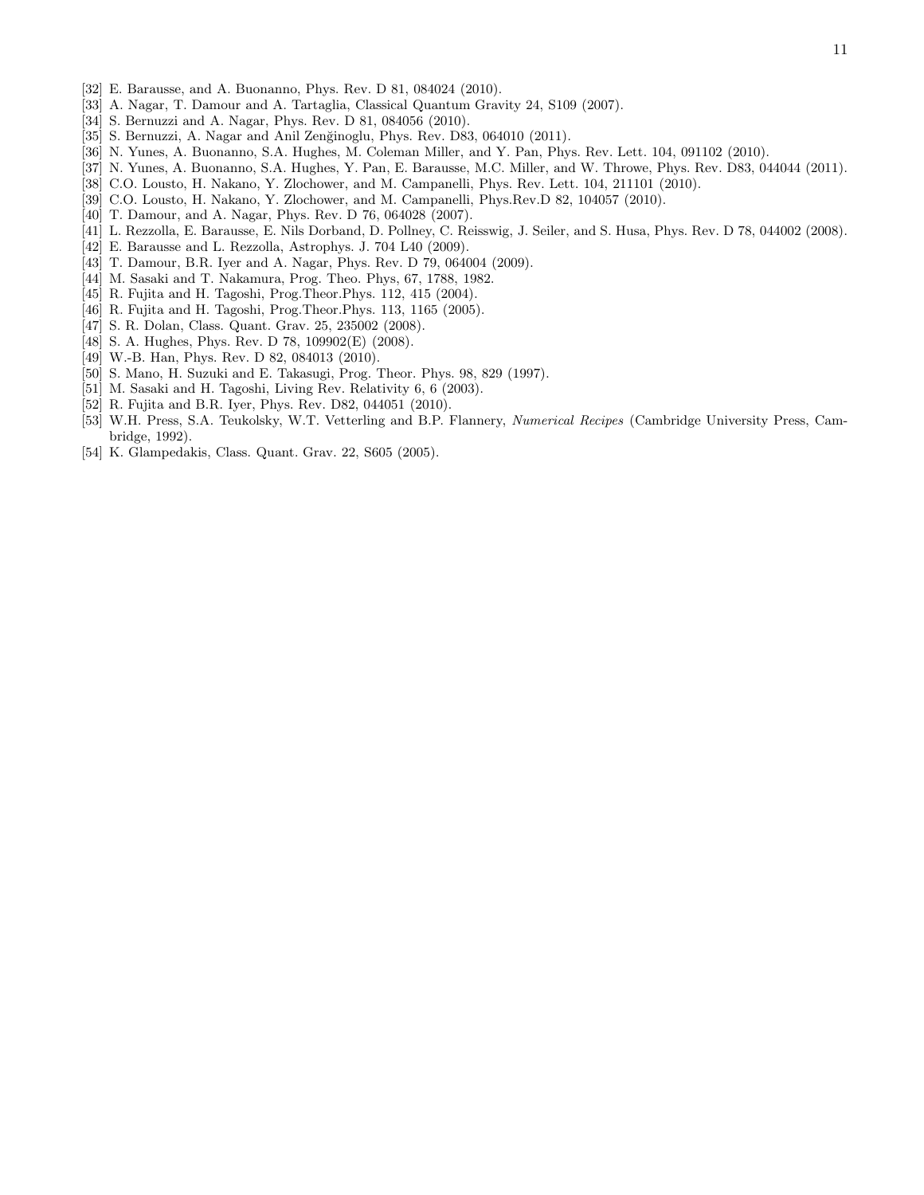[32] E. Barausse, and A. Buonanno, Phys. Rev. D 81, 084024 (2010).
[33] A. Nagar, T. Damour and A. Tartaglia, Classical Quantum Gravity 24, S109 (2007).
[34] S. Bernuzzi and A. Nagar, Phys. Rev. D 81, 084056 (2010).
[35] S. Bernuzzi, A. Nagar and Anil Zenğinoglu, Phys. Rev. D83, 064010 (2011).
[36] N. Yunes, A. Buonanno, S.A. Hughes, M. Coleman Miller, and Y. Pan, Phys. Rev. Lett. 104, 091102 (2010).
[37] N. Yunes, A. Buonanno, S.A. Hughes, Y. Pan, E. Barausse, M.C. Miller, and W. Throwe, Phys. Rev. D83, 044044 (2011).
[38] C.O. Lousto, H. Nakano, Y. Zlochower, and M. Campanelli, Phys. Rev. Lett. 104, 211101 (2010).
[39] C.O. Lousto, H. Nakano, Y. Zlochower, and M. Campanelli, Phys.Rev.D 82, 104057 (2010).
[40] T. Damour, and A. Nagar, Phys. Rev. D 76, 064028 (2007).
[41] L. Rezzolla, E. Barausse, E. Nils Dorband, D. Pollney, C. Reisswig, J. Seiler, and S. Husa, Phys. Rev. D 78, 044002 (2008).
[42] E. Barausse and L. Rezzolla, Astrophys. J. 704 L40 (2009).
[43] T. Damour, B.R. Iyer and A. Nagar, Phys. Rev. D 79, 064004 (2009).
[44] M. Sasaki and T. Nakamura, Prog. Theo. Phys, 67, 1788, 1982.
[45] R. Fujita and H. Tagoshi, Prog.Theor.Phys. 112, 415 (2004).
[46] R. Fujita and H. Tagoshi, Prog.Theor.Phys. 113, 1165 (2005).
[47] S. R. Dolan, Class. Quant. Grav. 25, 235002 (2008).
[48] S. A. Hughes, Phys. Rev. D 78, 109902(E) (2008).
[49] W.-B. Han, Phys. Rev. D 82, 084013 (2010).
[50] S. Mano, H. Suzuki and E. Takasugi, Prog. Theor. Phys. 98, 829 (1997).
[51] M. Sasaki and H. Tagoshi, Living Rev. Relativity 6, 6 (2003).
[52] R. Fujita and B.R. Iyer, Phys. Rev. D82, 044051 (2010).
[53] W.H. Press, S.A. Teukolsky, W.T. Vetterling and B.P. Flannery, *Numerical Recipes* (Cambridge University Press, Cambridge, 1992).
[54] K. Glampedakis, Class. Quant. Grav. 22, S605 (2005).